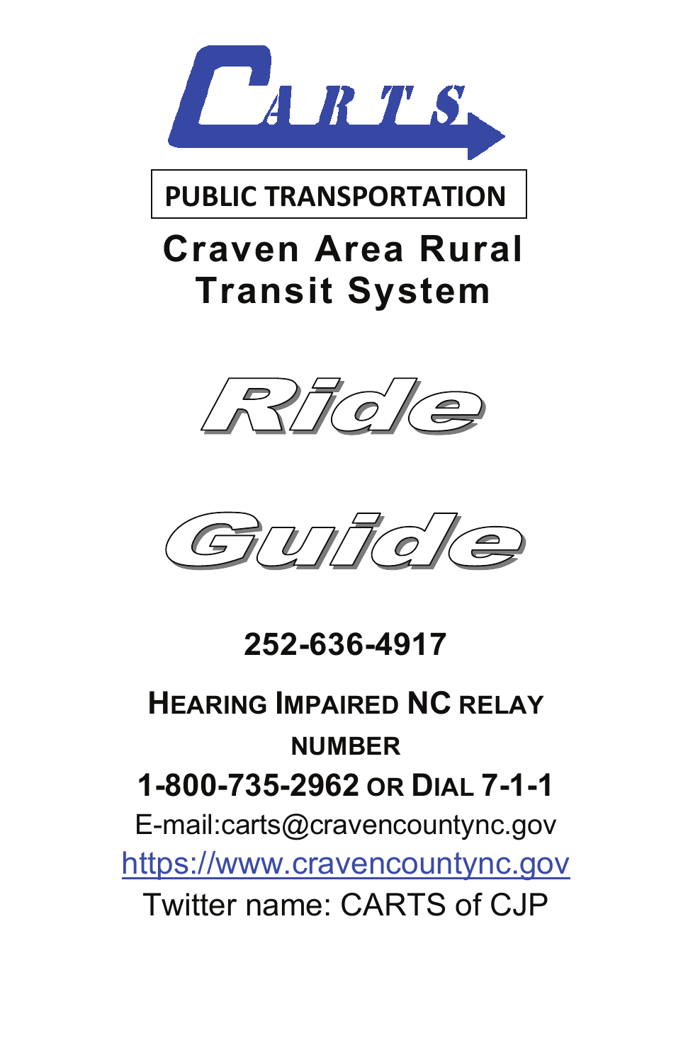# CARTS

**PUBLIC TRANSPORTATION**

## Craven Area Rural Transit System

# Ride Guide

**252-636-4917**

**HEARING IMPAIRED NC RELAY NUMBER**

**1-800-735-2962 OR DIAL 7-1-1**

E-mail:carts@cravencountync.gov

https://www.cravencountync.gov

Twitter name: CARTS of CJP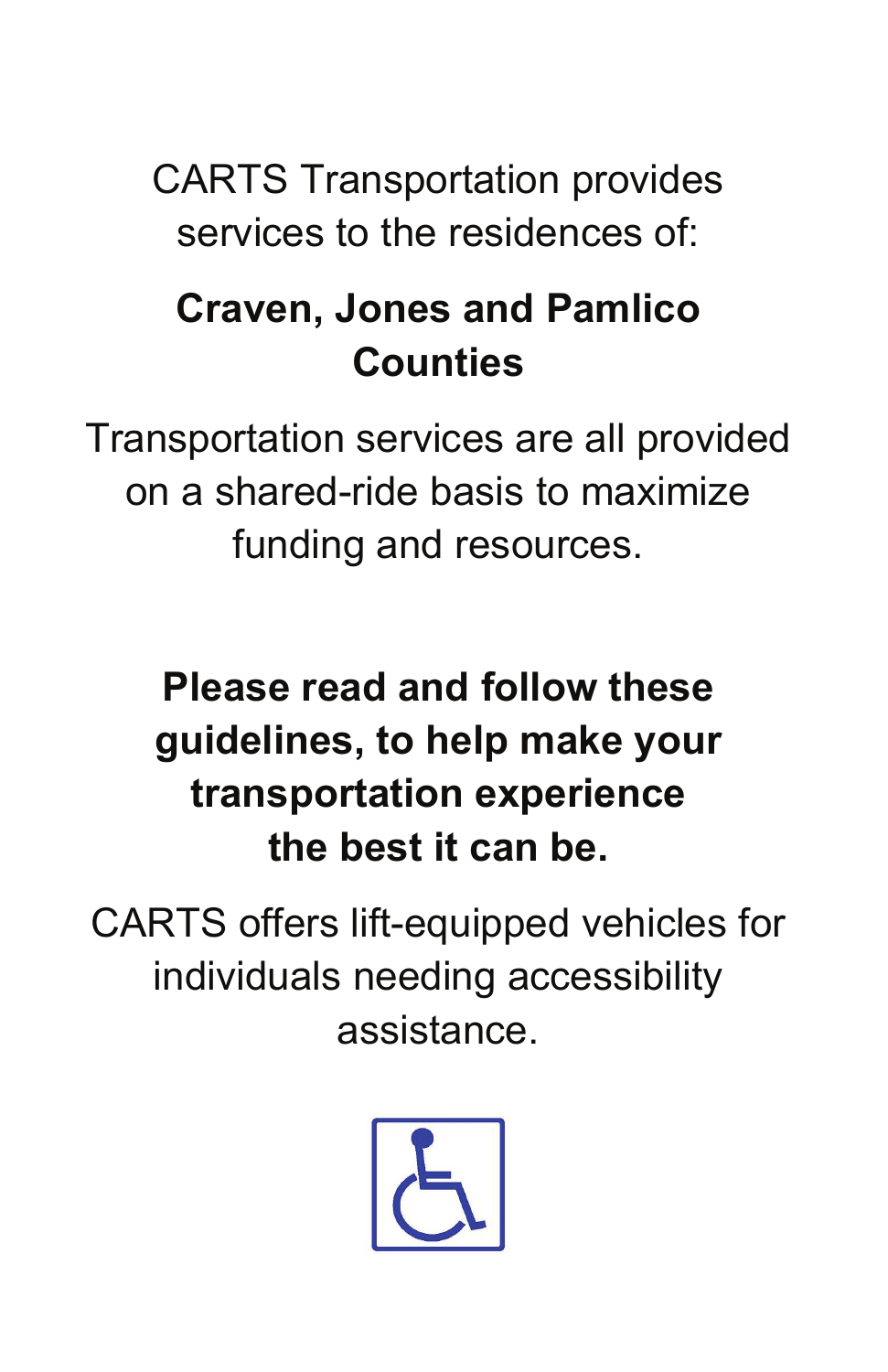CARTS Transportation provides services to the residences of:

**Craven, Jones and Pamlico Counties**

Transportation services are all provided on a shared-ride basis to maximize funding and resources.

**Please read and follow these guidelines, to help make your transportation experience the best it can be.**

CARTS offers lift-equipped vehicles for individuals needing accessibility assistance.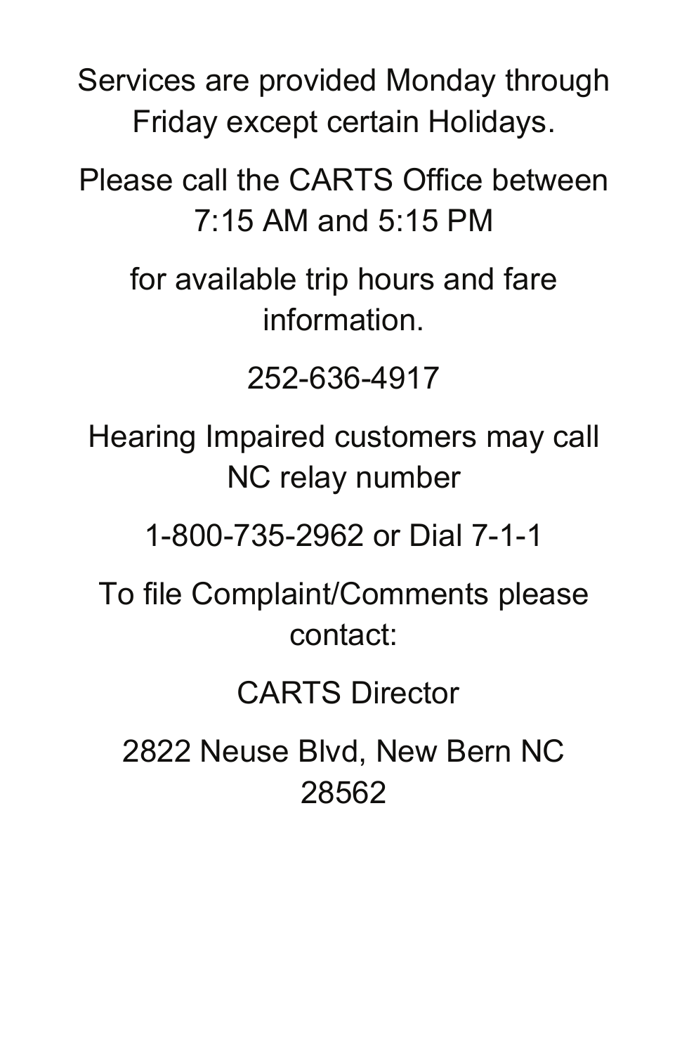Services are provided Monday through Friday except certain Holidays.

Please call the CARTS Office between 7:15 AM and 5:15 PM

for available trip hours and fare information.

252-636-4917

Hearing Impaired customers may call NC relay number

1-800-735-2962 or Dial 7-1-1

To file Complaint/Comments please contact:

CARTS Director

2822 Neuse Blvd, New Bern NC 28562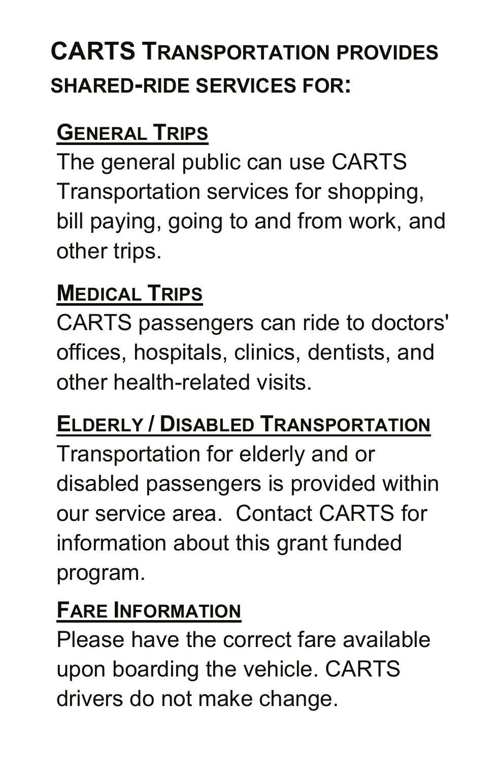## CARTS Transportation provides shared-ride services for:

### General Trips

The general public can use CARTS Transportation services for shopping, bill paying, going to and from work, and other trips.

### Medical Trips

CARTS passengers can ride to doctors' offices, hospitals, clinics, dentists, and other health-related visits.

### Elderly / Disabled Transportation

Transportation for elderly and or disabled passengers is provided within our service area. Contact CARTS for information about this grant funded program.

### Fare Information

Please have the correct fare available upon boarding the vehicle. CARTS drivers do not make change.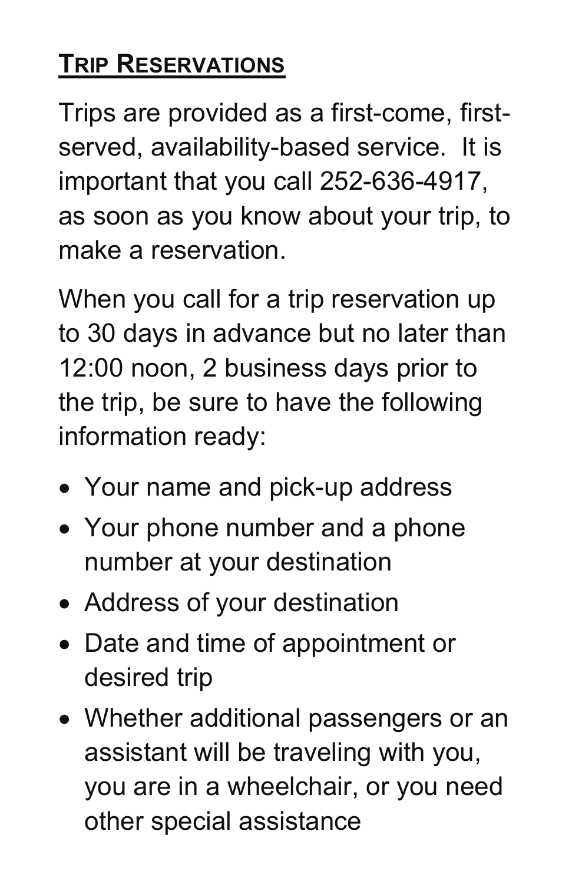## TRIP RESERVATIONS

Trips are provided as a first-come, first-served, availability-based service. It is important that you call 252-636-4917, as soon as you know about your trip, to make a reservation.

When you call for a trip reservation up to 30 days in advance but no later than 12:00 noon, 2 business days prior to the trip, be sure to have the following information ready:

- Your name and pick-up address
- Your phone number and a phone number at your destination
- Address of your destination
- Date and time of appointment or desired trip
- Whether additional passengers or an assistant will be traveling with you, you are in a wheelchair, or you need other special assistance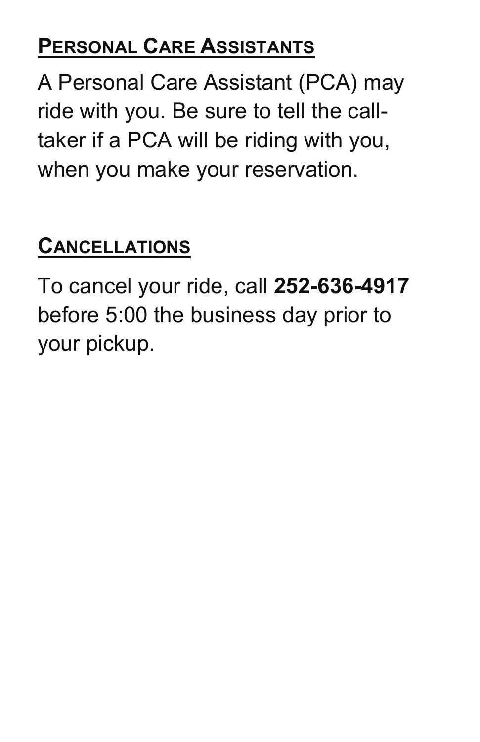## Personal Care Assistants

A Personal Care Assistant (PCA) may ride with you. Be sure to tell the call-taker if a PCA will be riding with you, when you make your reservation.

## Cancellations

To cancel your ride, call **252-636-4917** before 5:00 the business day prior to your pickup.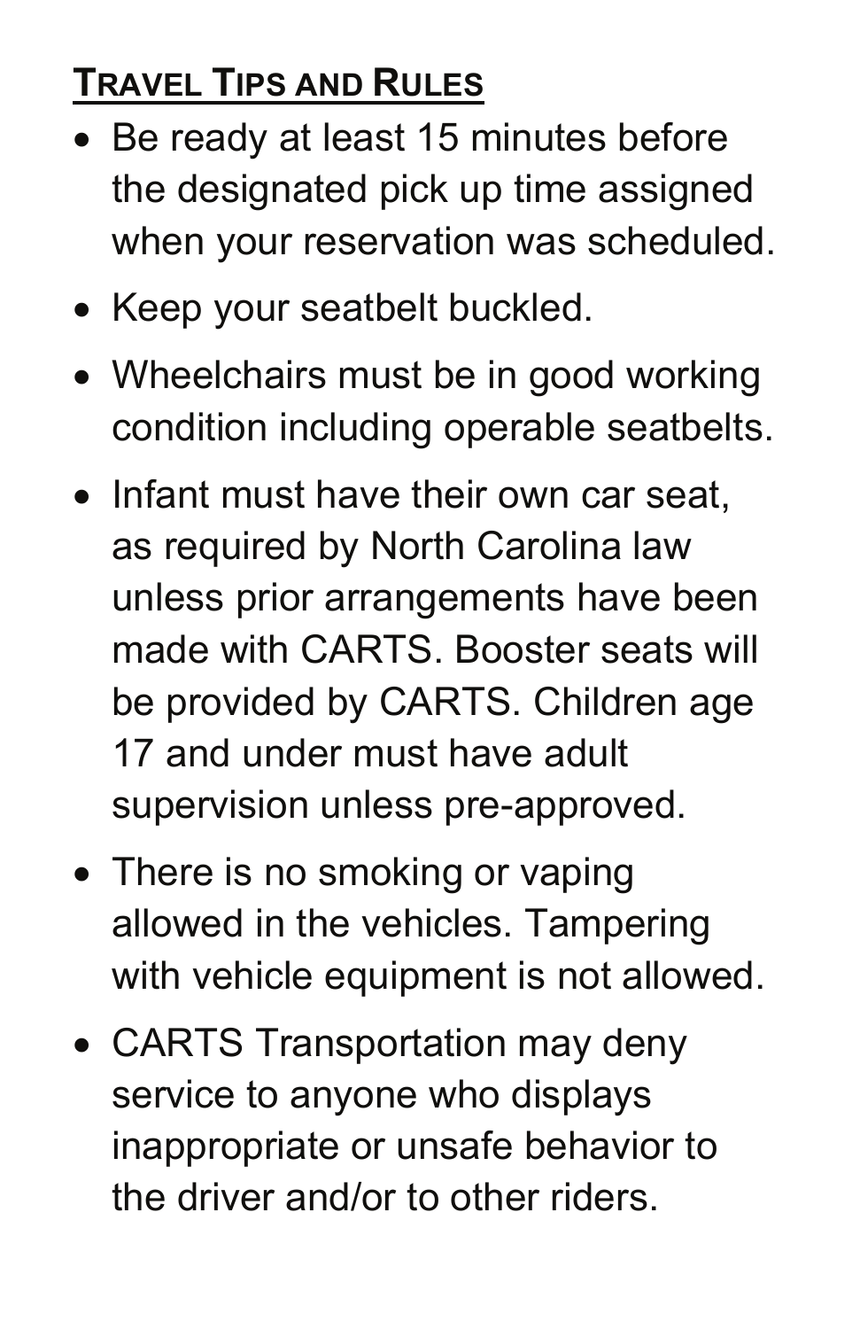## Travel Tips and Rules

- Be ready at least 15 minutes before the designated pick up time assigned when your reservation was scheduled.
- Keep your seatbelt buckled.
- Wheelchairs must be in good working condition including operable seatbelts.
- Infant must have their own car seat, as required by North Carolina law unless prior arrangements have been made with CARTS. Booster seats will be provided by CARTS. Children age 17 and under must have adult supervision unless pre-approved.
- There is no smoking or vaping allowed in the vehicles. Tampering with vehicle equipment is not allowed.
- CARTS Transportation may deny service to anyone who displays inappropriate or unsafe behavior to the driver and/or to other riders.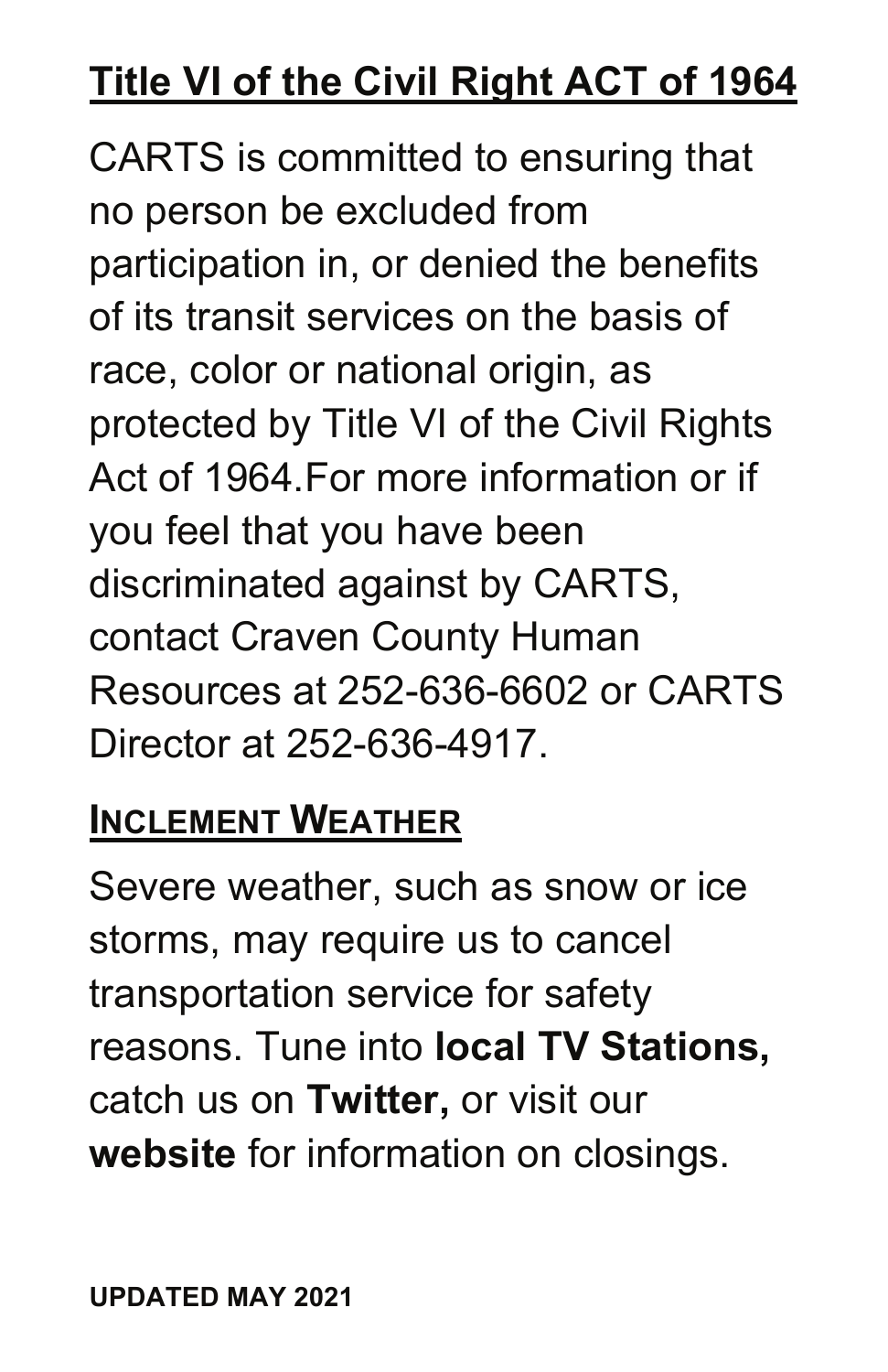## Title VI of the Civil Right ACT of 1964

CARTS is committed to ensuring that no person be excluded from participation in, or denied the benefits of its transit services on the basis of race, color or national origin, as protected by Title VI of the Civil Rights Act of 1964.For more information or if you feel that you have been discriminated against by CARTS, contact Craven County Human Resources at 252-636-6602 or CARTS Director at 252-636-4917.

## INCLEMENT WEATHER

Severe weather, such as snow or ice storms, may require us to cancel transportation service for safety reasons. Tune into **local TV Stations,** catch us on **Twitter,** or visit our **website** for information on closings.

**UPDATED MAY 2021**